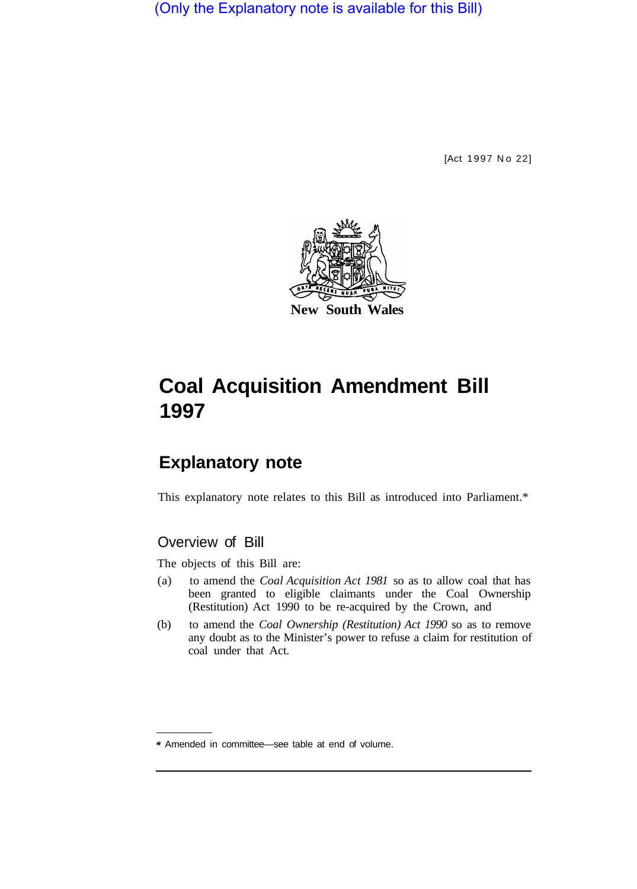(Only the Explanatory note is available for this Bill)

[Act 1997 No 22]

New South Wales

# Coal Acquisition Amendment Bill 1997

## Explanatory note

This explanatory note relates to this Bill as introduced into Parliament.*

### Overview of Bill

The objects of this Bill are:

(a) to amend the *Coal Acquisition Act 1981* so as to allow coal that has been granted to eligible claimants under the Coal Ownership (Restitution) Act 1990 to be re-acquired by the Crown, and

(b) to amend the *Coal Ownership (Restitution) Act 1990* so as to remove any doubt as to the Minister's power to refuse a claim for restitution of coal under that Act.

* Amended in committee—see table at end of volume.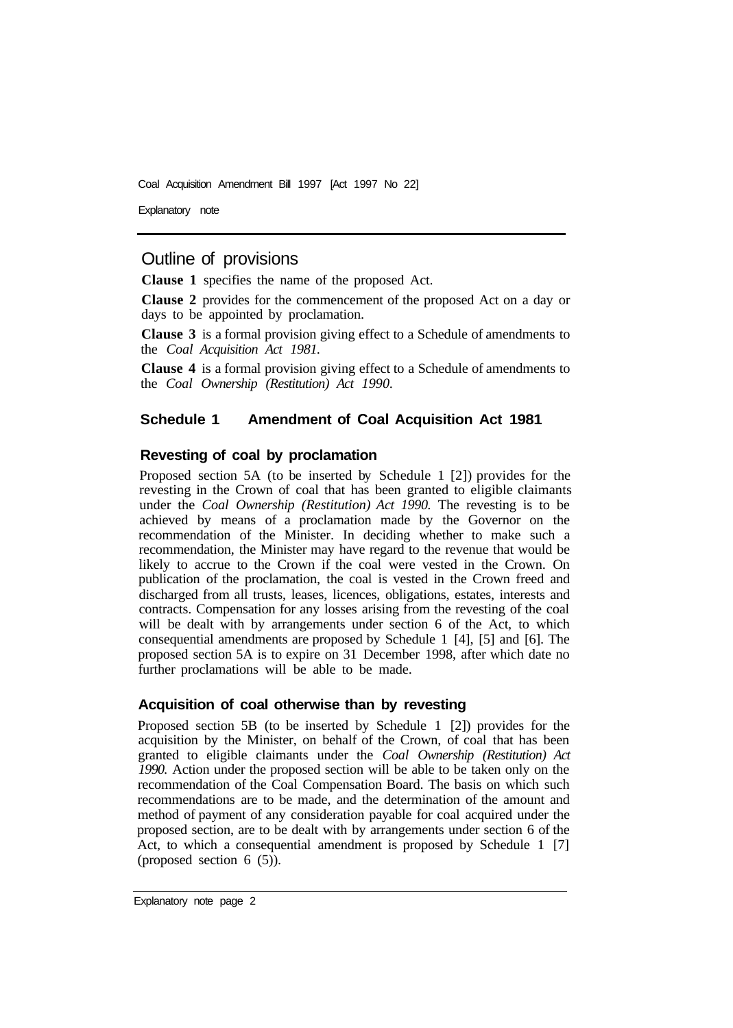## Outline of provisions

**Clause 1** specifies the name of the proposed Act.

**Clause 2** provides for the commencement of the proposed Act on a day or days to be appointed by proclamation.

**Clause 3** is a formal provision giving effect to a Schedule of amendments to the *Coal Acquisition Act 1981.*

**Clause 4** is a formal provision giving effect to a Schedule of amendments to the *Coal Ownership (Restitution) Act 1990*.

### Schedule 1 Amendment of Coal Acquisition Act 1981

#### Revesting of coal by proclamation

Proposed section 5A (to be inserted by Schedule 1 [2]) provides for the revesting in the Crown of coal that has been granted to eligible claimants under the *Coal Ownership (Restitution) Act 1990.* The revesting is to be achieved by means of a proclamation made by the Governor on the recommendation of the Minister. In deciding whether to make such a recommendation, the Minister may have regard to the revenue that would be likely to accrue to the Crown if the coal were vested in the Crown. On publication of the proclamation, the coal is vested in the Crown freed and discharged from all trusts, leases, licences, obligations, estates, interests and contracts. Compensation for any losses arising from the revesting of the coal will be dealt with by arrangements under section 6 of the Act, to which consequential amendments are proposed by Schedule 1 [4], [5] and [6]. The proposed section 5A is to expire on 31 December 1998, after which date no further proclamations will be able to be made.

#### Acquisition of coal otherwise than by revesting

Proposed section 5B (to be inserted by Schedule 1 [2]) provides for the acquisition by the Minister, on behalf of the Crown, of coal that has been granted to eligible claimants under the *Coal Ownership (Restitution) Act 1990.* Action under the proposed section will be able to be taken only on the recommendation of the Coal Compensation Board. The basis on which such recommendations are to be made, and the determination of the amount and method of payment of any consideration payable for coal acquired under the proposed section, are to be dealt with by arrangements under section 6 of the Act, to which a consequential amendment is proposed by Schedule 1 [7] (proposed section 6 (5)).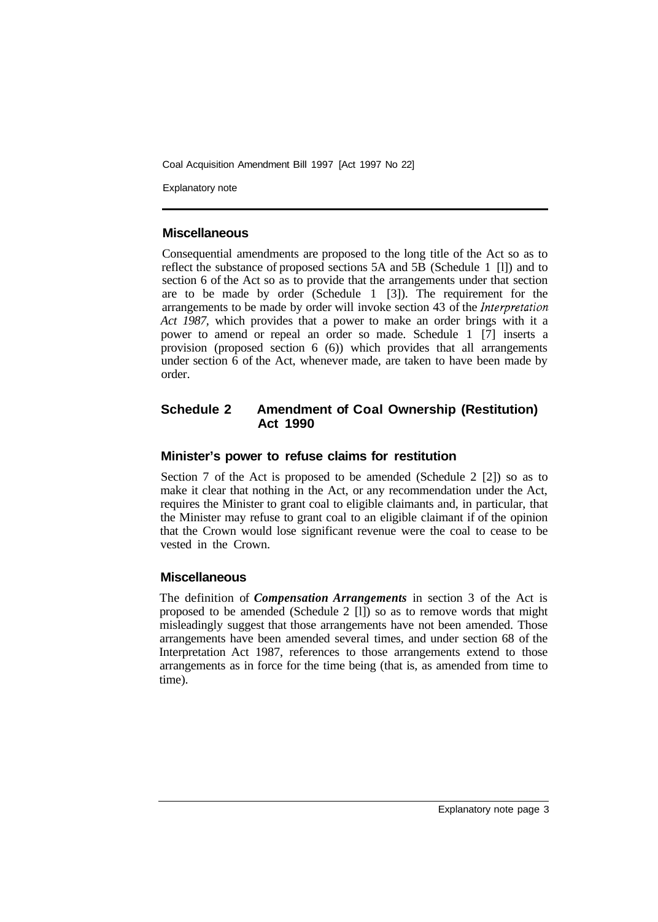### Miscellaneous

Consequential amendments are proposed to the long title of the Act so as to reflect the substance of proposed sections 5A and 5B (Schedule 1 [l]) and to section 6 of the Act so as to provide that the arrangements under that section are to be made by order (Schedule 1 [3]). The requirement for the arrangements to be made by order will invoke section 43 of the *Interpretation Act 1987*, which provides that a power to make an order brings with it a power to amend or repeal an order so made. Schedule 1 [7] inserts a provision (proposed section 6 (6)) which provides that all arrangements under section 6 of the Act, whenever made, are taken to have been made by order.

## Schedule 2 Amendment of Coal Ownership (Restitution) Act 1990

### Minister's power to refuse claims for restitution

Section 7 of the Act is proposed to be amended (Schedule 2 [2]) so as to make it clear that nothing in the Act, or any recommendation under the Act, requires the Minister to grant coal to eligible claimants and, in particular, that the Minister may refuse to grant coal to an eligible claimant if of the opinion that the Crown would lose significant revenue were the coal to cease to be vested in the Crown.

### Miscellaneous

The definition of ***Compensation Arrangements*** in section 3 of the Act is proposed to be amended (Schedule 2 [l]) so as to remove words that might misleadingly suggest that those arrangements have not been amended. Those arrangements have been amended several times, and under section 68 of the Interpretation Act 1987, references to those arrangements extend to those arrangements as in force for the time being (that is, as amended from time to time).